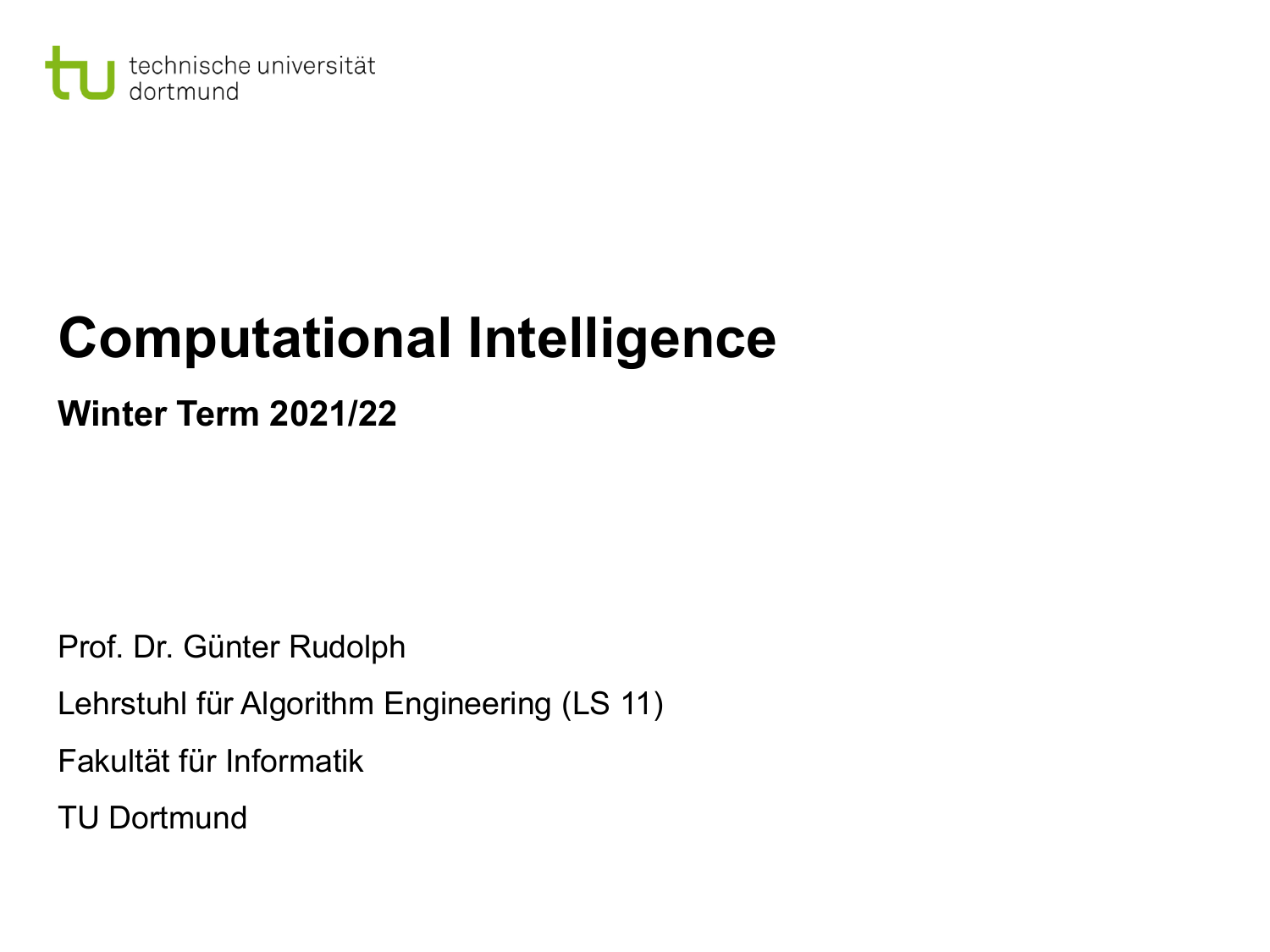technische universität dortmund

# Computational Intelligence

**Winter Term 2021/22**

Prof. Dr. Günter Rudolph

Lehrstuhl für Algorithm Engineering (LS 11)

Fakultät für Informatik

TU Dortmund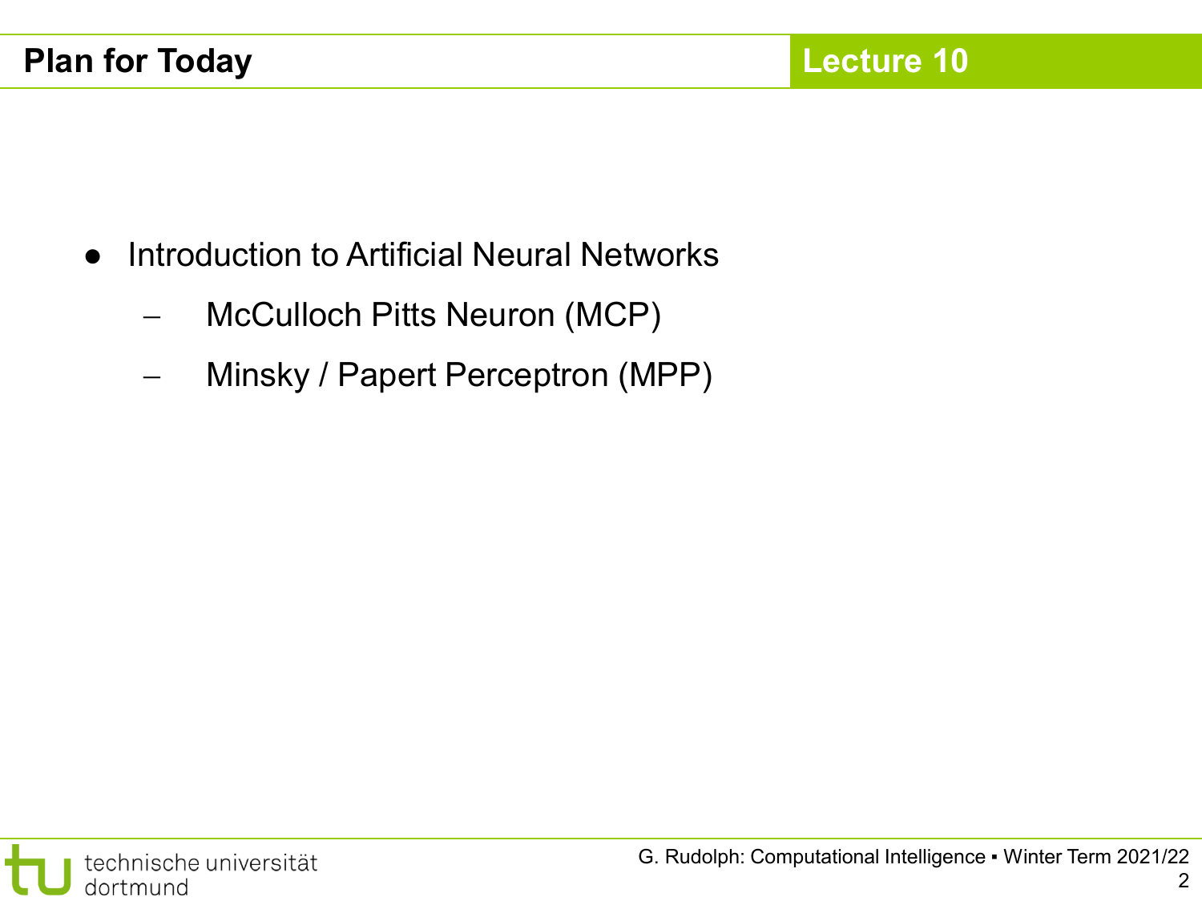## Plan for Today

**Lecture 10**

- Introduction to Artificial Neural Networks
  - McCulloch Pitts Neuron (MCP)
  - Minsky / Papert Perceptron (MPP)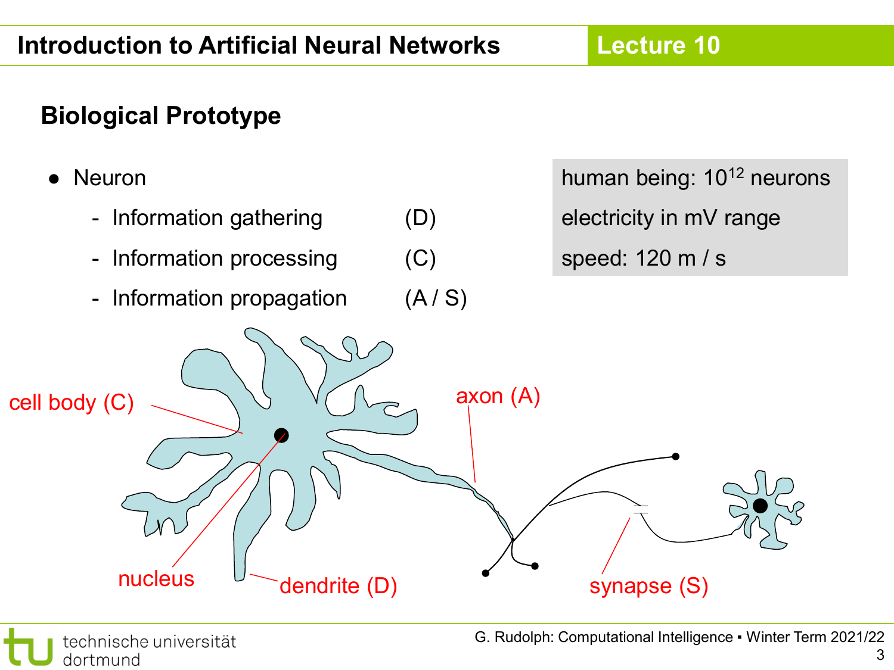## Biological Prototype

- Neuron
  - Information gathering (D)
  - Information processing (C)
  - Information propagation (A / S)

human being: $10^{12}$ neurons

electricity in mV range

speed: 120 m / s

cell body (C)

nucleus

dendrite (D)

axon (A)

synapse (S)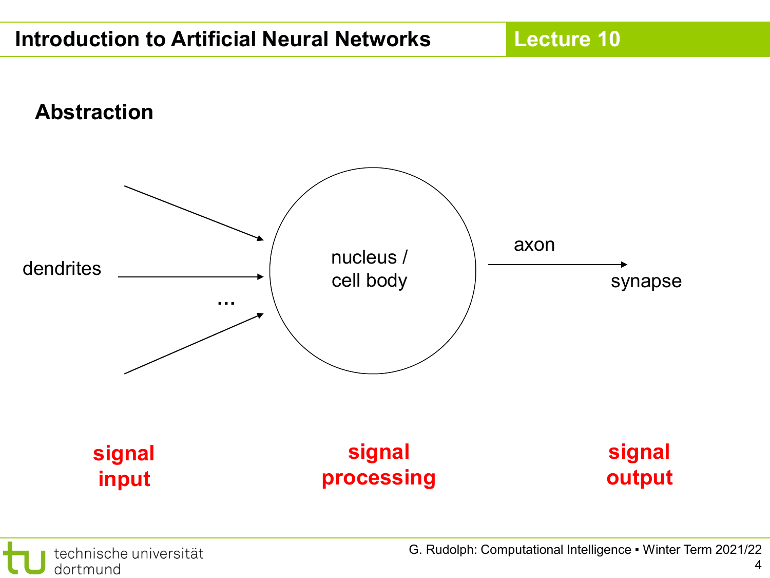## Abstraction

dendrites

...

nucleus / cell body

axon

synapse

**signal input**

**signal processing**

**signal output**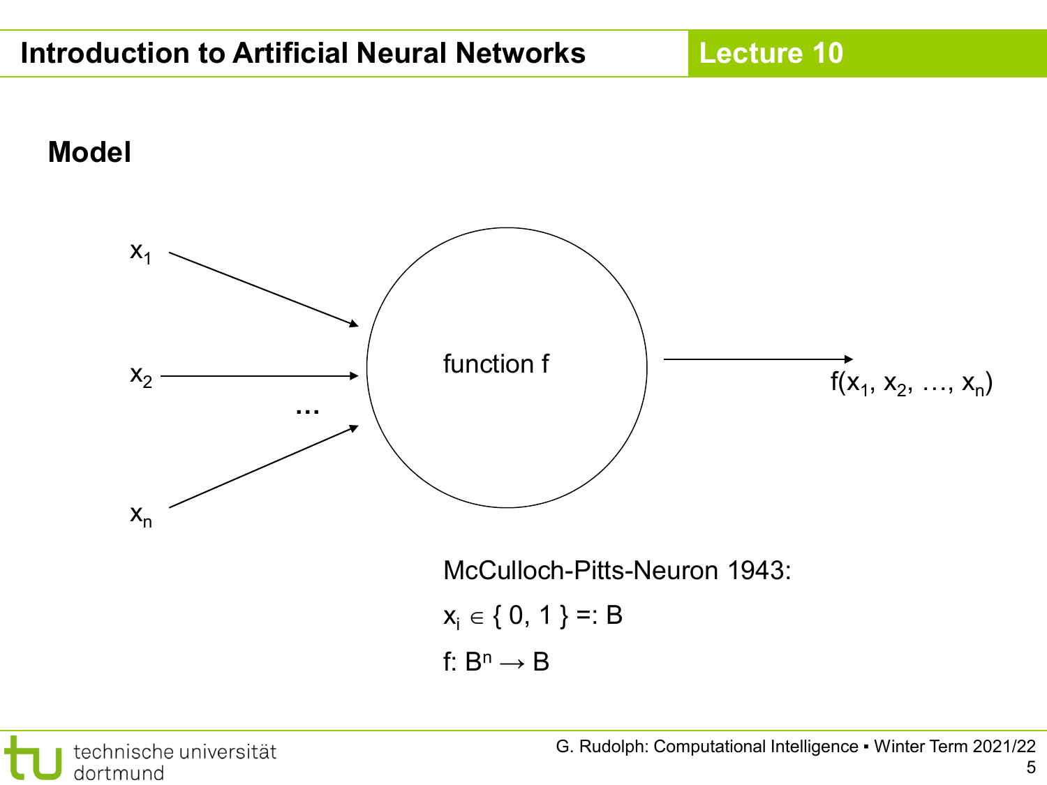## Model

$x_1$

$x_2$

...

$x_n$

function f

$f(x_1, x_2, \ldots, x_n)$

McCulloch-Pitts-Neuron 1943:

$x_i \in \{ 0, 1 \} =: B$

$f: B^n \rightarrow B$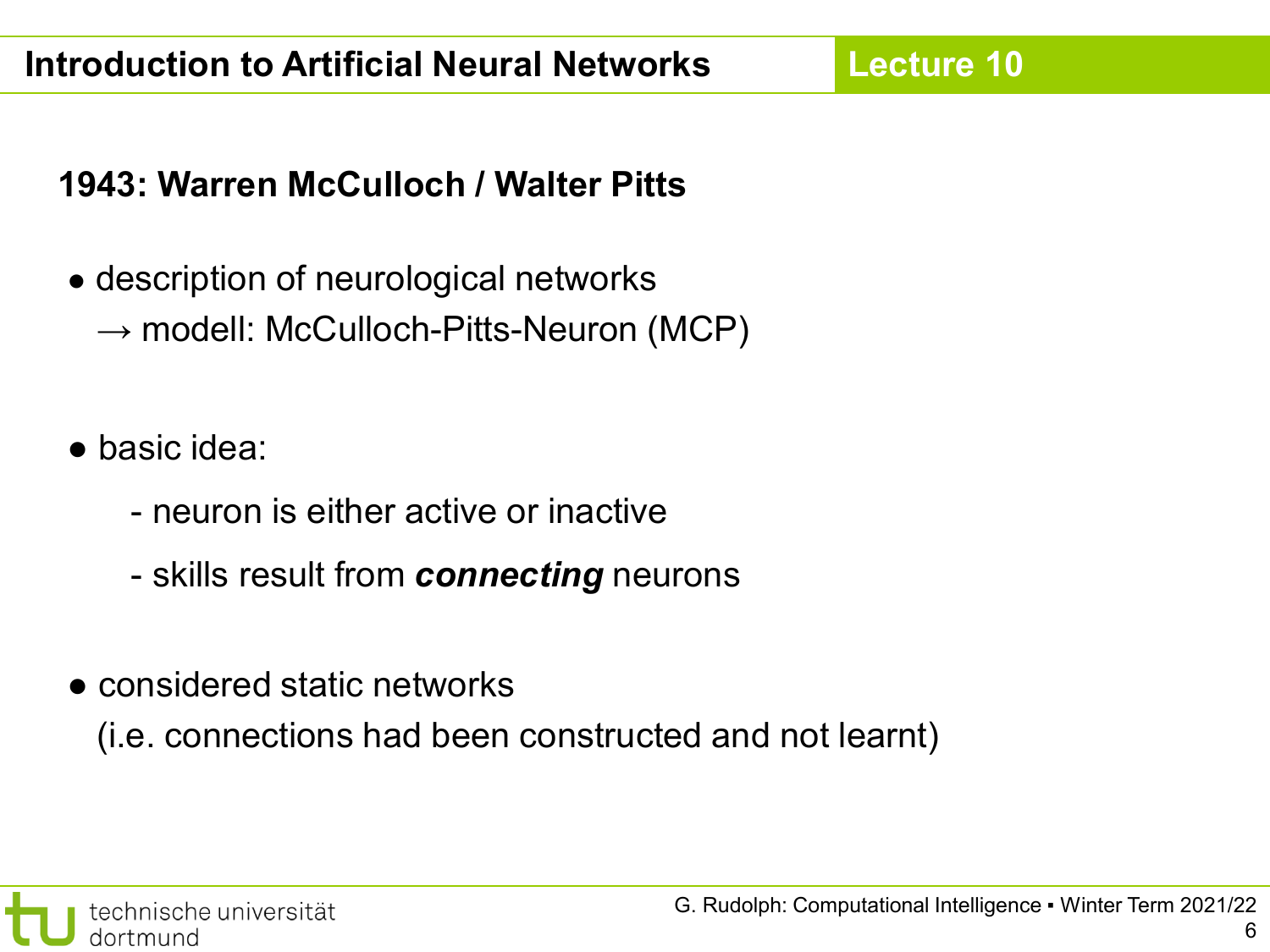**1943: Warren McCulloch / Walter Pitts**

- description of neurological networks
  → modell: McCulloch-Pitts-Neuron (MCP)

- basic idea:
  - neuron is either active or inactive
  - skills result from ***connecting*** neurons

- considered static networks
  (i.e. connections had been constructed and not learnt)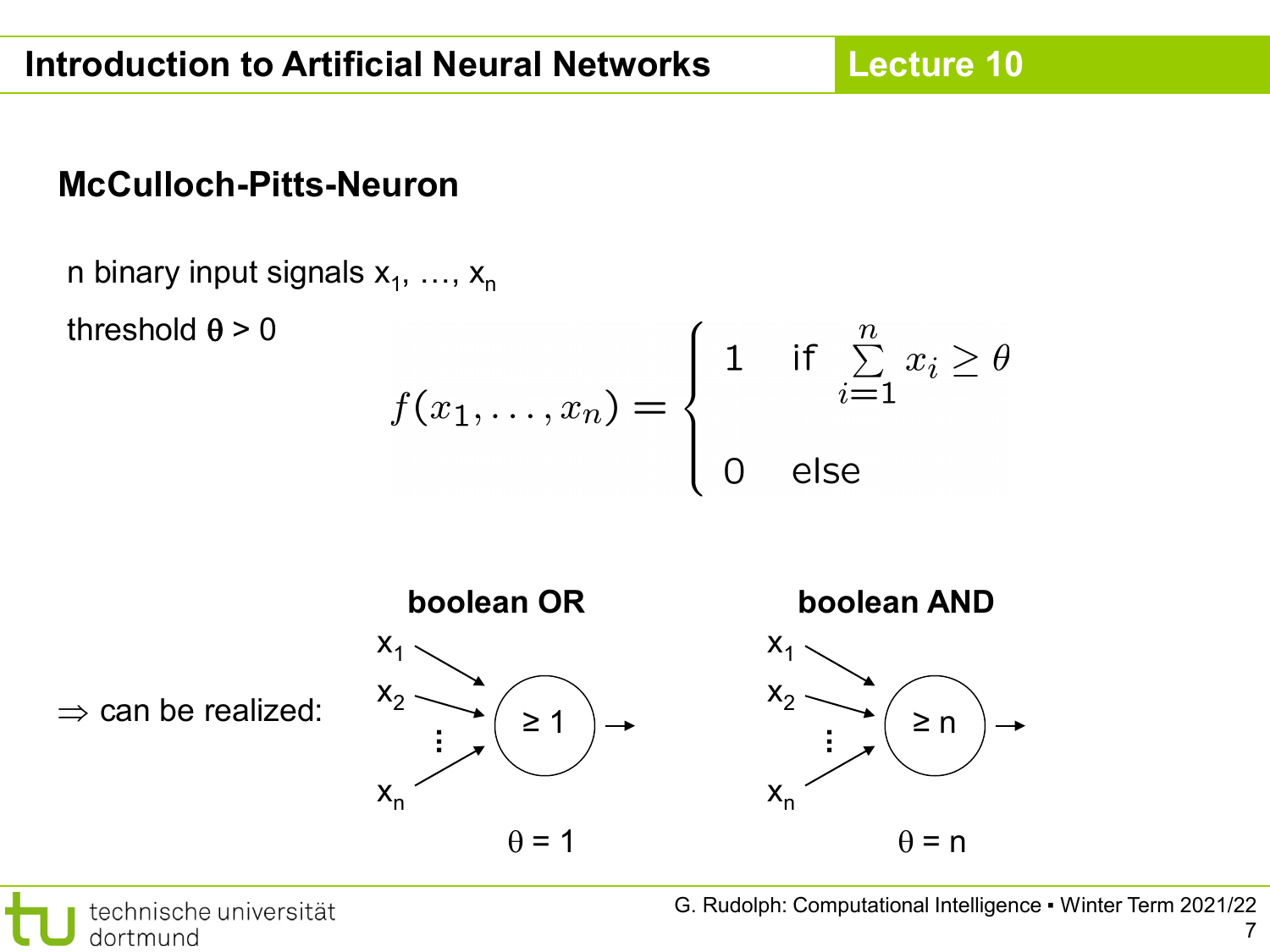## McCulloch-Pitts-Neuron

n binary input signals $x_1, \ldots, x_n$

threshold $\theta > 0$

$$f(x_1, \ldots, x_n) = \begin{cases} 1 & \text{if } \sum\limits_{i=1}^{n} x_i \geq \theta \\ 0 & \text{else} \end{cases}$$

$\Rightarrow$ can be realized:

**boolean OR**

$x_1, x_2, \ldots, x_n \rightarrow$ ( $\geq 1$ ) $\rightarrow$

$\theta = 1$

**boolean AND**

$x_1, x_2, \ldots, x_n \rightarrow$ ( $\geq n$ ) $\rightarrow$

$\theta = n$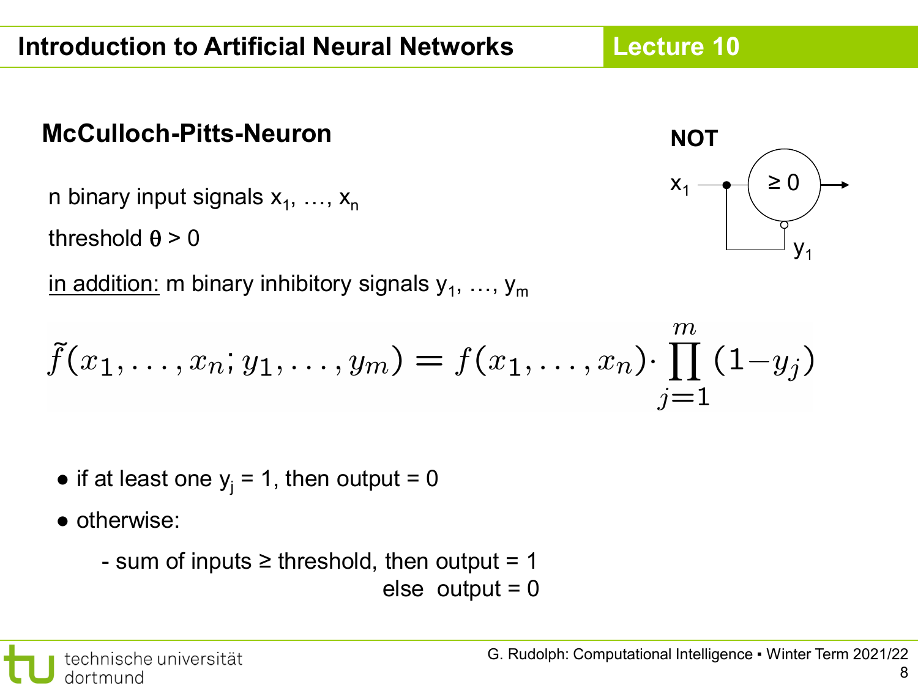## McCulloch-Pitts-Neuron

n binary input signals $x_1, \ldots, x_n$

threshold $\theta > 0$

in addition: m binary inhibitory signals $y_1, \ldots, y_m$

**NOT**

$x_1$ — $\geq 0$ — $y_1$

$$\tilde{f}(x_1, \ldots, x_n; y_1, \ldots, y_m) = f(x_1, \ldots, x_n) \cdot \prod_{j=1}^{m} (1 - y_j)$$

- if at least one $y_j = 1$, then output = 0
- otherwise:
  - sum of inputs ≥ threshold, then output = 1
    else output = 0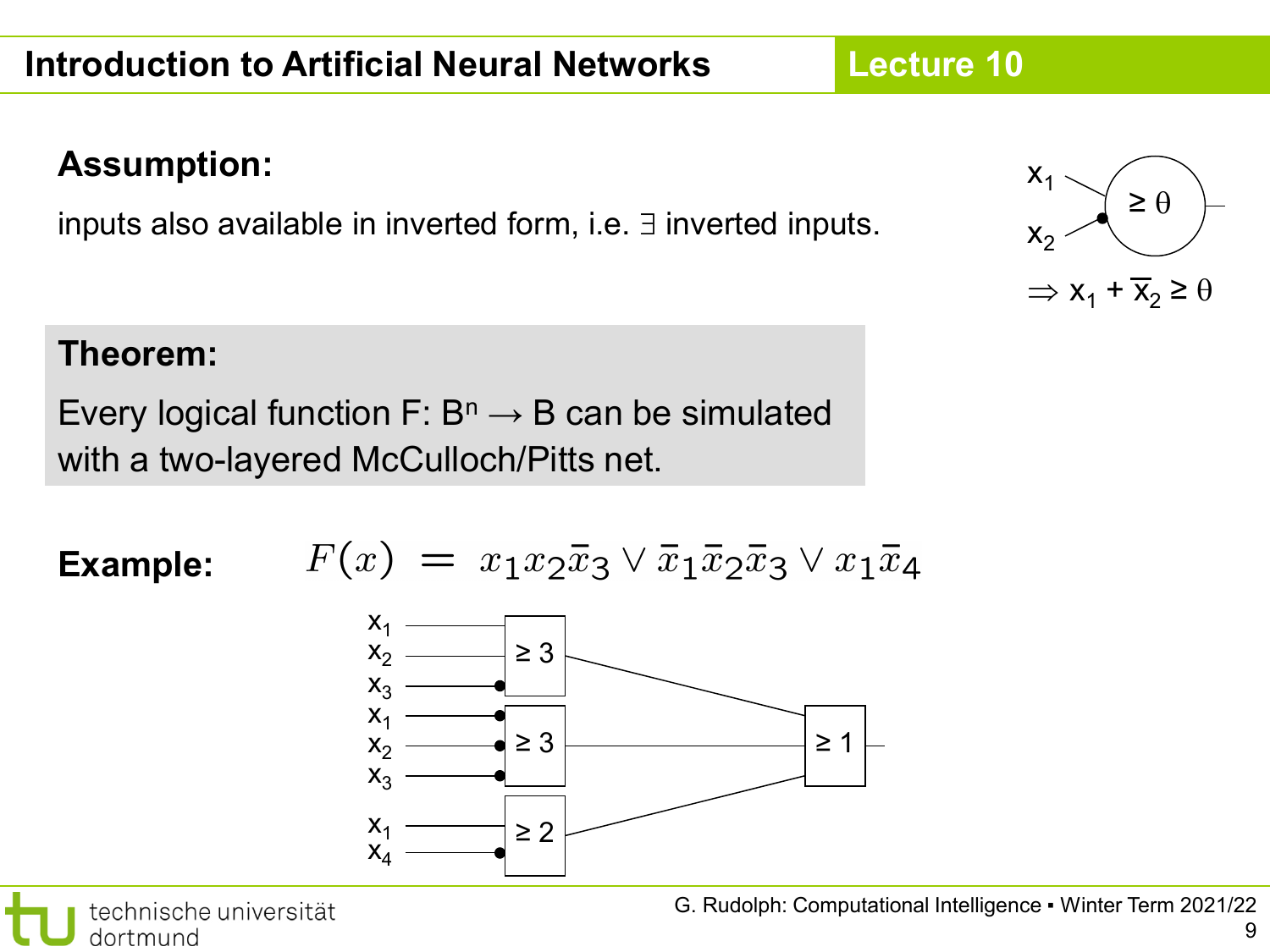**Assumption:**

inputs also available in inverted form, i.e. ∃ inverted inputs.

$x_1$, $x_2$ → $\geq \theta$

$\Rightarrow x_1 + \bar{x}_2 \geq \theta$

**Theorem:**

Every logical function F: $B^n \rightarrow B$ can be simulated with a two-layered McCulloch/Pitts net.

**Example:**

$$F(x) = x_1 x_2 \bar{x}_3 \vee \bar{x}_1 \bar{x}_2 \bar{x}_3 \vee x_1 \bar{x}_4$$

$x_1$, $x_2$, $x_3$ → $\geq 3$

$x_1$, $x_2$, $x_3$ → $\geq 3$

$x_1$, $x_4$ → $\geq 2$

→ $\geq 1$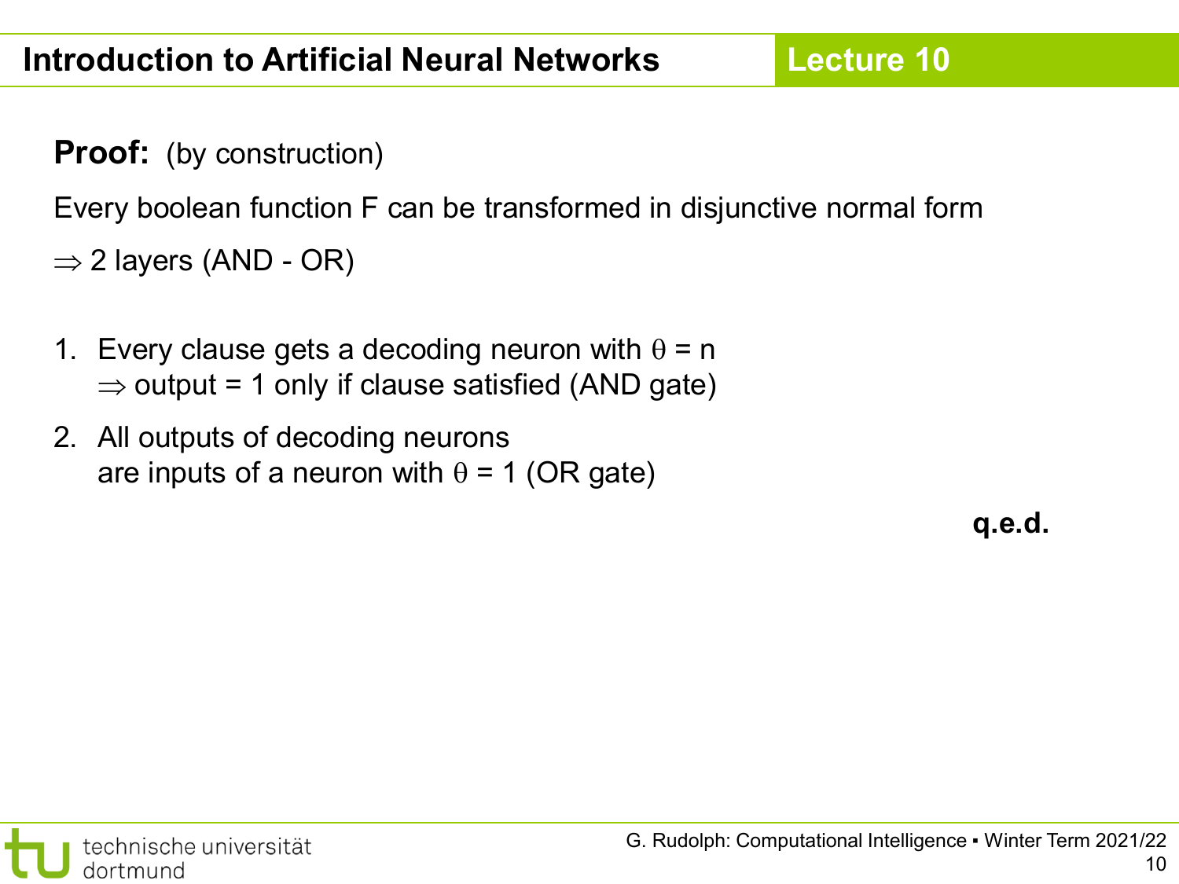**Proof:** (by construction)

Every boolean function F can be transformed in disjunctive normal form

$\Rightarrow$ 2 layers (AND - OR)

1. Every clause gets a decoding neuron with $\theta = n$
   $\Rightarrow$ output = 1 only if clause satisfied (AND gate)
2. All outputs of decoding neurons
   are inputs of a neuron with $\theta = 1$ (OR gate)

**q.e.d.**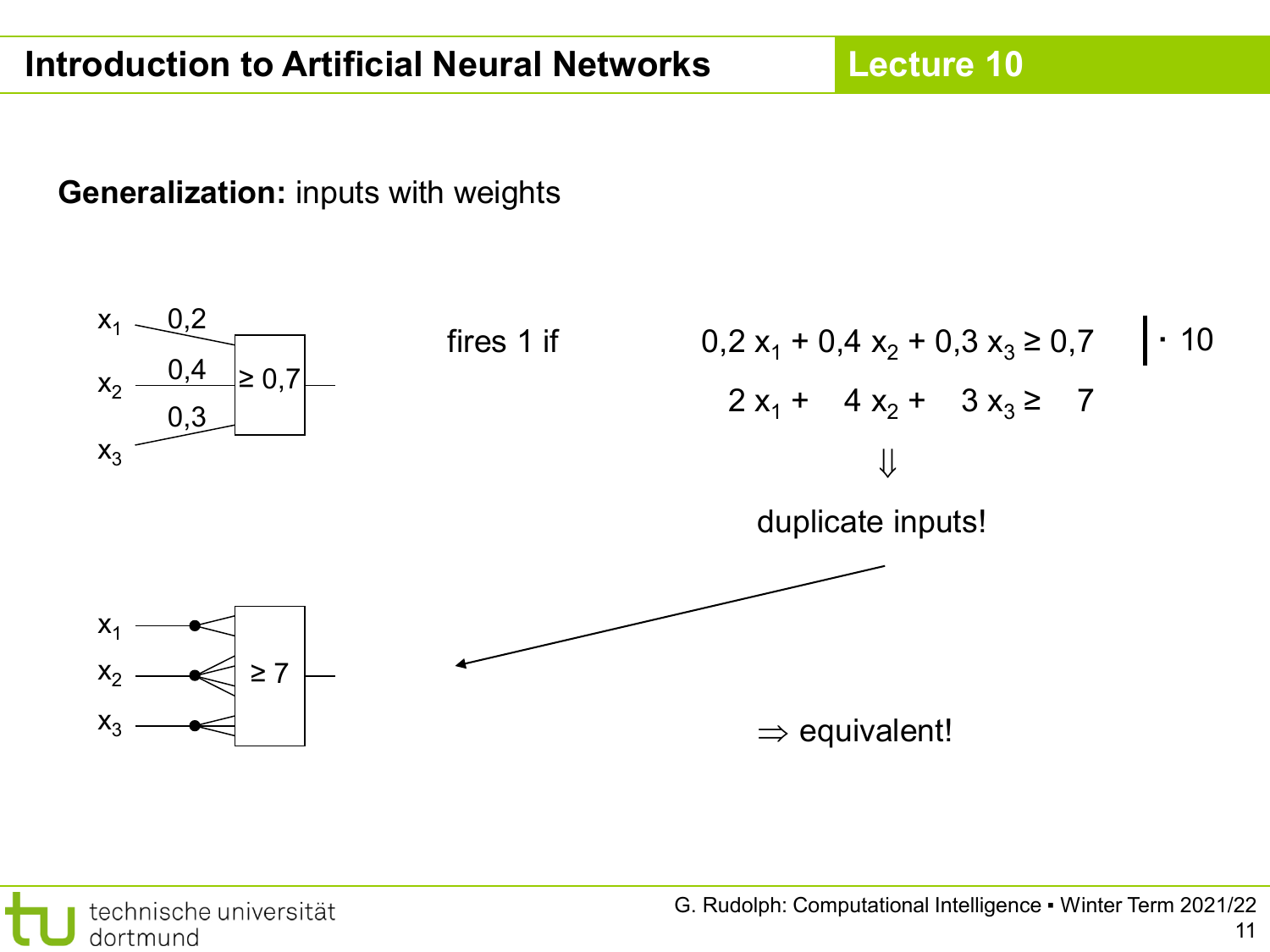**Generalization:** inputs with weights

$x_1$ 0,2; $x_2$ 0,4; $x_3$ 0,3; $\geq 0{,}7$

fires 1 if

$$0{,}2\, x_1 + 0{,}4\, x_2 + 0{,}3\, x_3 \geq 0{,}7 \quad \Big| \cdot 10$$

$$2\, x_1 + 4\, x_2 + 3\, x_3 \geq 7$$

$\Downarrow$

duplicate inputs!

$x_1$, $x_2$, $x_3$; $\geq 7$

$\Rightarrow$ equivalent!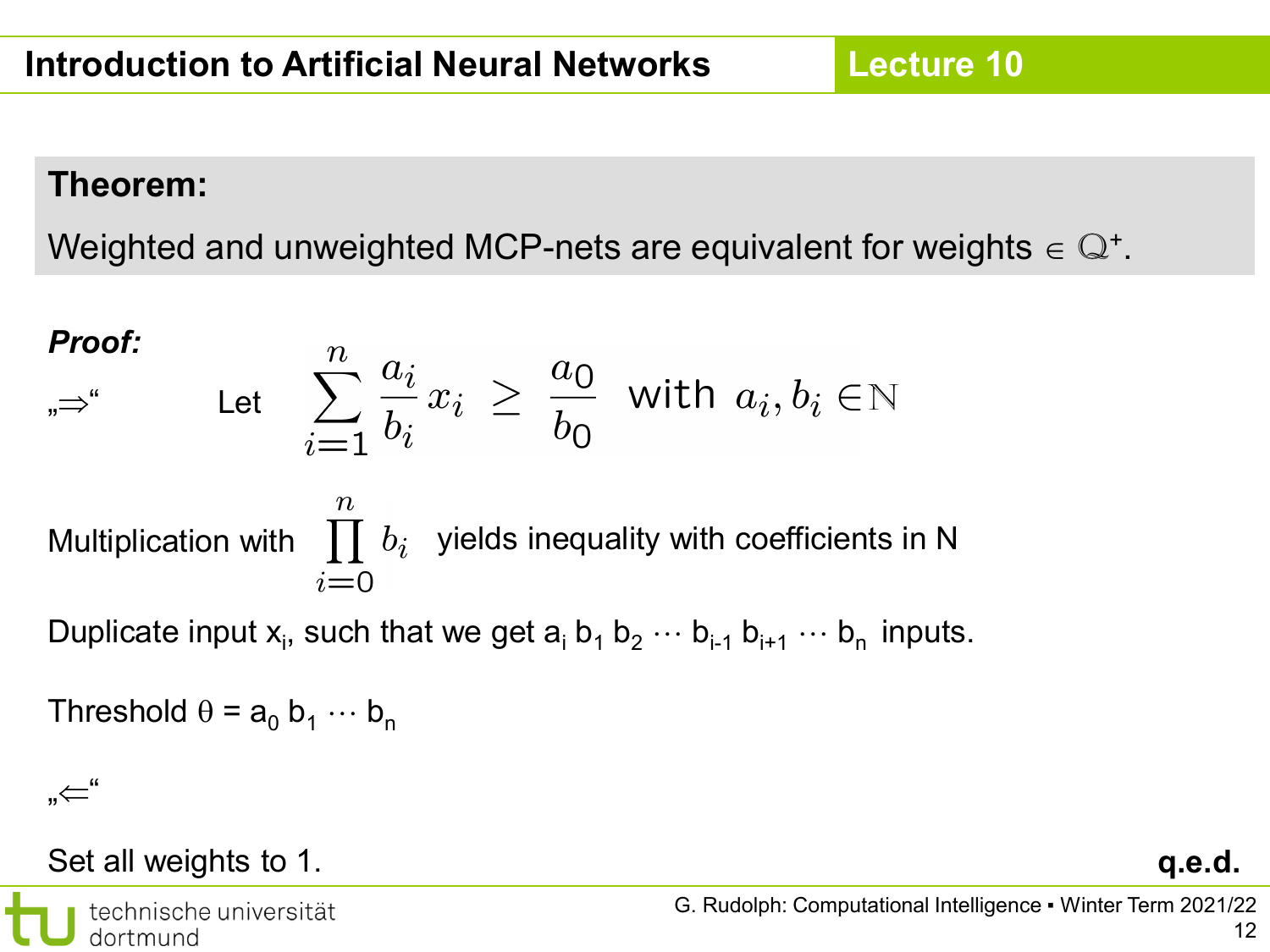**Theorem:**

Weighted and unweighted MCP-nets are equivalent for weights $\in \mathbb{Q}^+$.

***Proof:***

„⇒“ Let $$\sum_{i=1}^{n} \frac{a_i}{b_i} x_i \geq \frac{a_0}{b_0} \quad \text{with } a_i, b_i \in \mathbb{N}$$

Multiplication with $\prod_{i=0}^{n} b_i$ yields inequality with coefficients in N

Duplicate input $x_i$, such that we get $a_i \, b_1 \, b_2 \cdots b_{i-1} \, b_{i+1} \cdots b_n$ inputs.

Threshold $\theta = a_0 \, b_1 \cdots b_n$

„⇐“

Set all weights to 1.

**q.e.d.**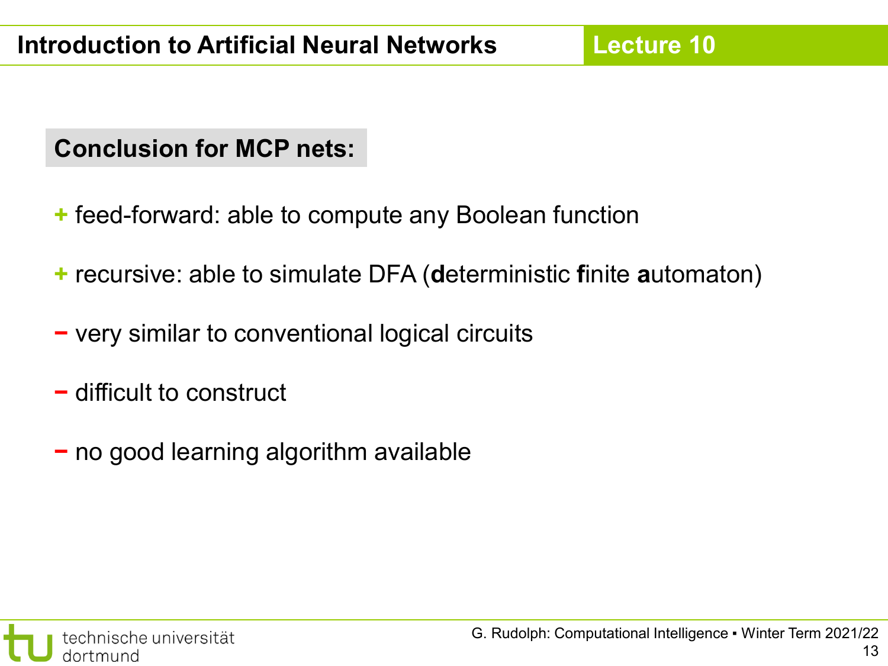## Conclusion for MCP nets:

+ feed-forward: able to compute any Boolean function

+ recursive: able to simulate DFA (**d**eterministic **f**inite **a**utomaton)

− very similar to conventional logical circuits

− difficult to construct

− no good learning algorithm available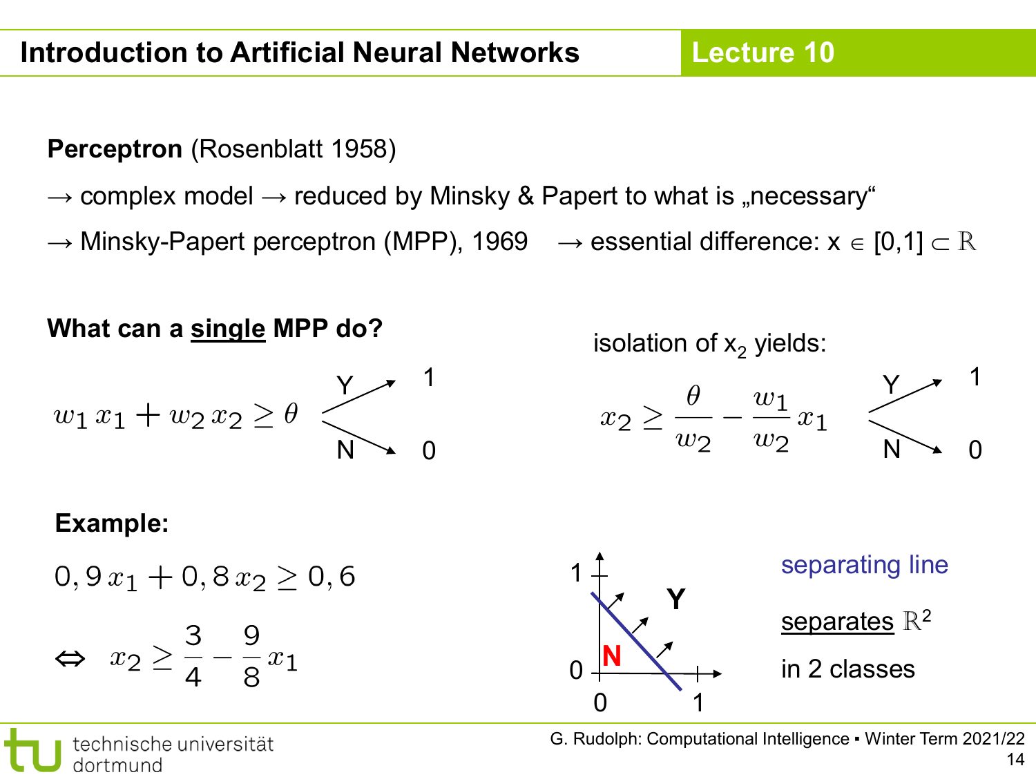**Perceptron** (Rosenblatt 1958)

→ complex model → reduced by Minsky & Papert to what is „necessary"

→ Minsky-Papert perceptron (MPP), 1969 → essential difference: $x \in [0,1] \subset \mathbb{R}$

**What can a <u>single</u> MPP do?**

$$w_1 x_1 + w_2 x_2 \geq \theta \quad \begin{cases} Y \rightarrow 1 \\ N \rightarrow 0 \end{cases}$$

isolation of $x_2$ yields:

$$x_2 \geq \frac{\theta}{w_2} - \frac{w_1}{w_2} x_1 \quad \begin{cases} Y \rightarrow 1 \\ N \rightarrow 0 \end{cases}$$

**Example:**

$$0,9\, x_1 + 0,8\, x_2 \geq 0,6$$

$$\Leftrightarrow \quad x_2 \geq \frac{3}{4} - \frac{9}{8} x_1$$

separating line <u>separates</u> $\mathbb{R}^2$ in 2 classes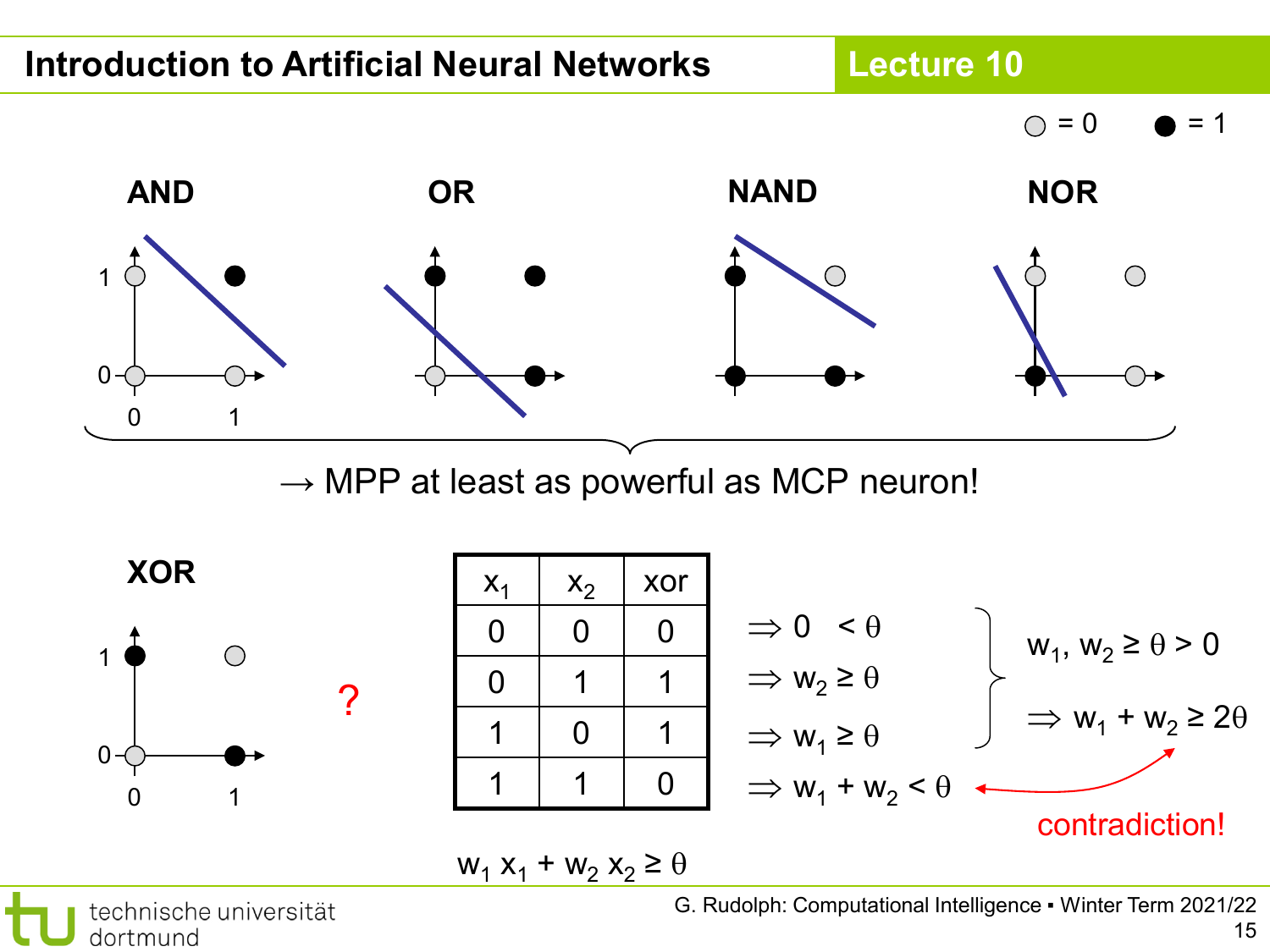## Introduction to Artificial Neural Networks — Lecture 10

○ = 0 ● = 1

**AND** **OR** **NAND** **NOR**

→ MPP at least as powerful as MCP neuron!

**XOR**

?

| $x_1$ | $x_2$ | xor |
|---|---|---|
| 0 | 0 | 0 |
| 0 | 1 | 1 |
| 1 | 0 | 1 |
| 1 | 1 | 0 |

$w_1 x_1 + w_2 x_2 \geq \theta$

$\Rightarrow 0 < \theta$

$\Rightarrow w_2 \geq \theta$

$\Rightarrow w_1 \geq \theta$

$\Rightarrow w_1 + w_2 < \theta$

$w_1, w_2 \geq \theta > 0$

$\Rightarrow w_1 + w_2 \geq 2\theta$

contradiction!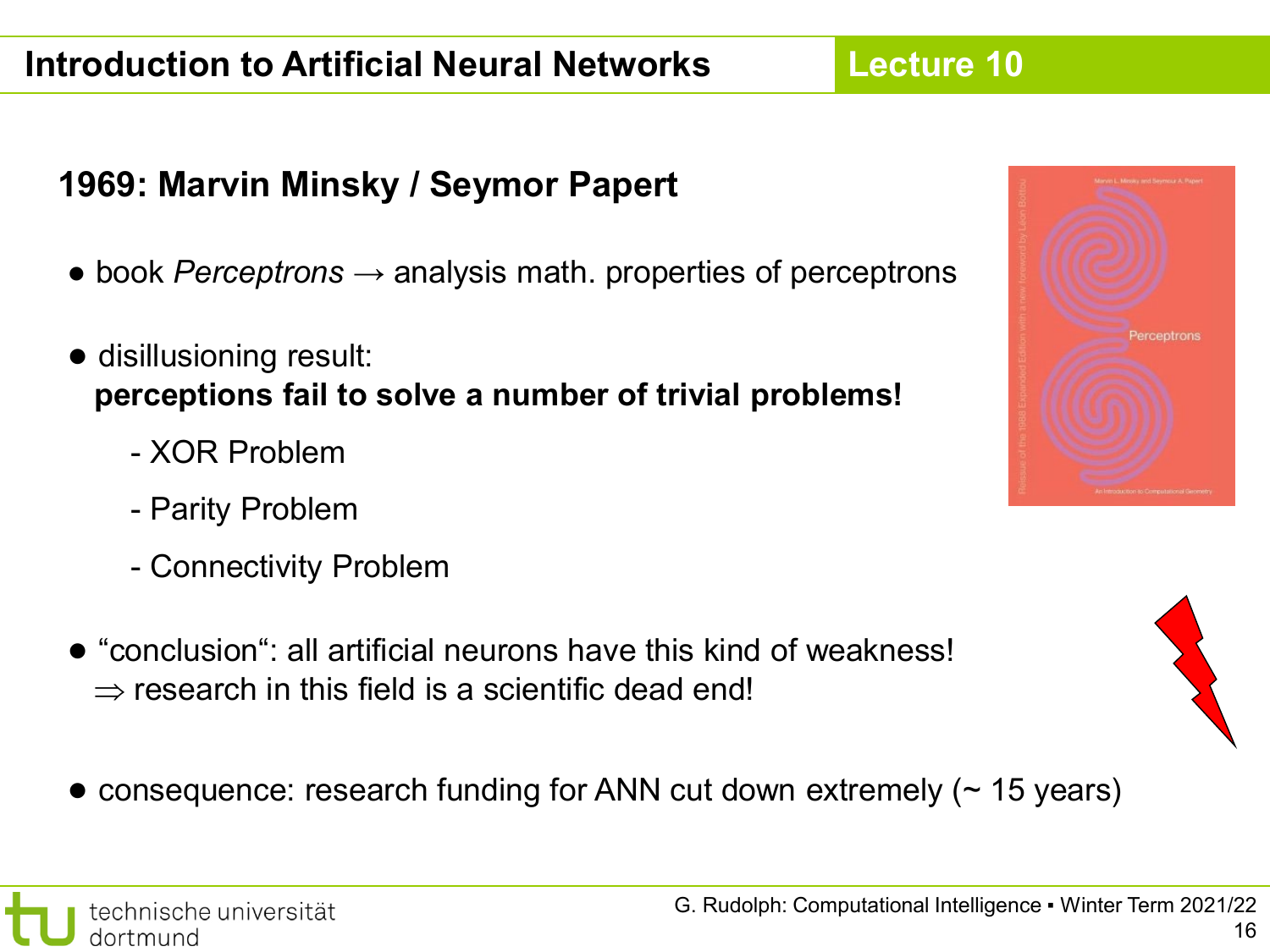## 1969: Marvin Minsky / Seymor Papert

- book *Perceptrons* → analysis math. properties of perceptrons

- disillusioning result:
  **perceptions fail to solve a number of trivial problems!**

  - XOR Problem
  - Parity Problem
  - Connectivity Problem

- “conclusion“: all artificial neurons have this kind of weakness!
  ⇒ research in this field is a scientific dead end!

- consequence: research funding for ANN cut down extremely (~ 15 years)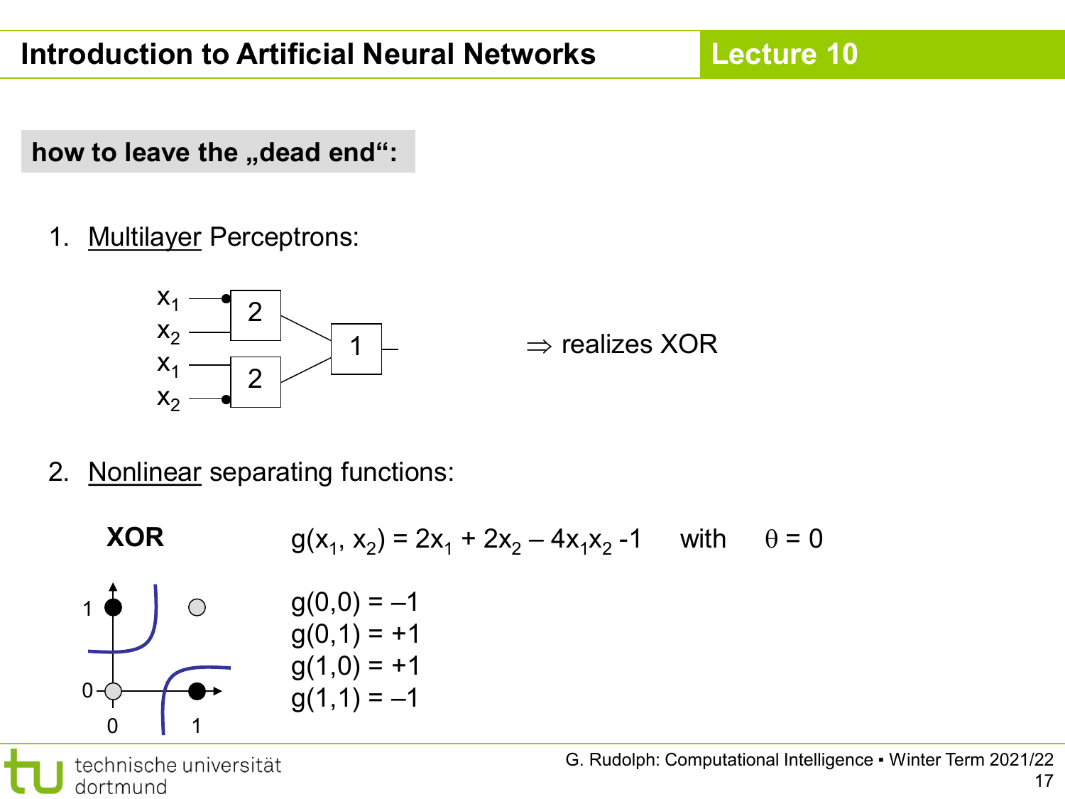**how to leave the „dead end“:**

1. Multilayer Perceptrons:

$\Rightarrow$ realizes XOR

2. Nonlinear separating functions:

**XOR**

$g(x_1, x_2) = 2x_1 + 2x_2 - 4x_1x_2 - 1$ with $\theta = 0$

$g(0,0) = -1$
$g(0,1) = +1$
$g(1,0) = +1$
$g(1,1) = -1$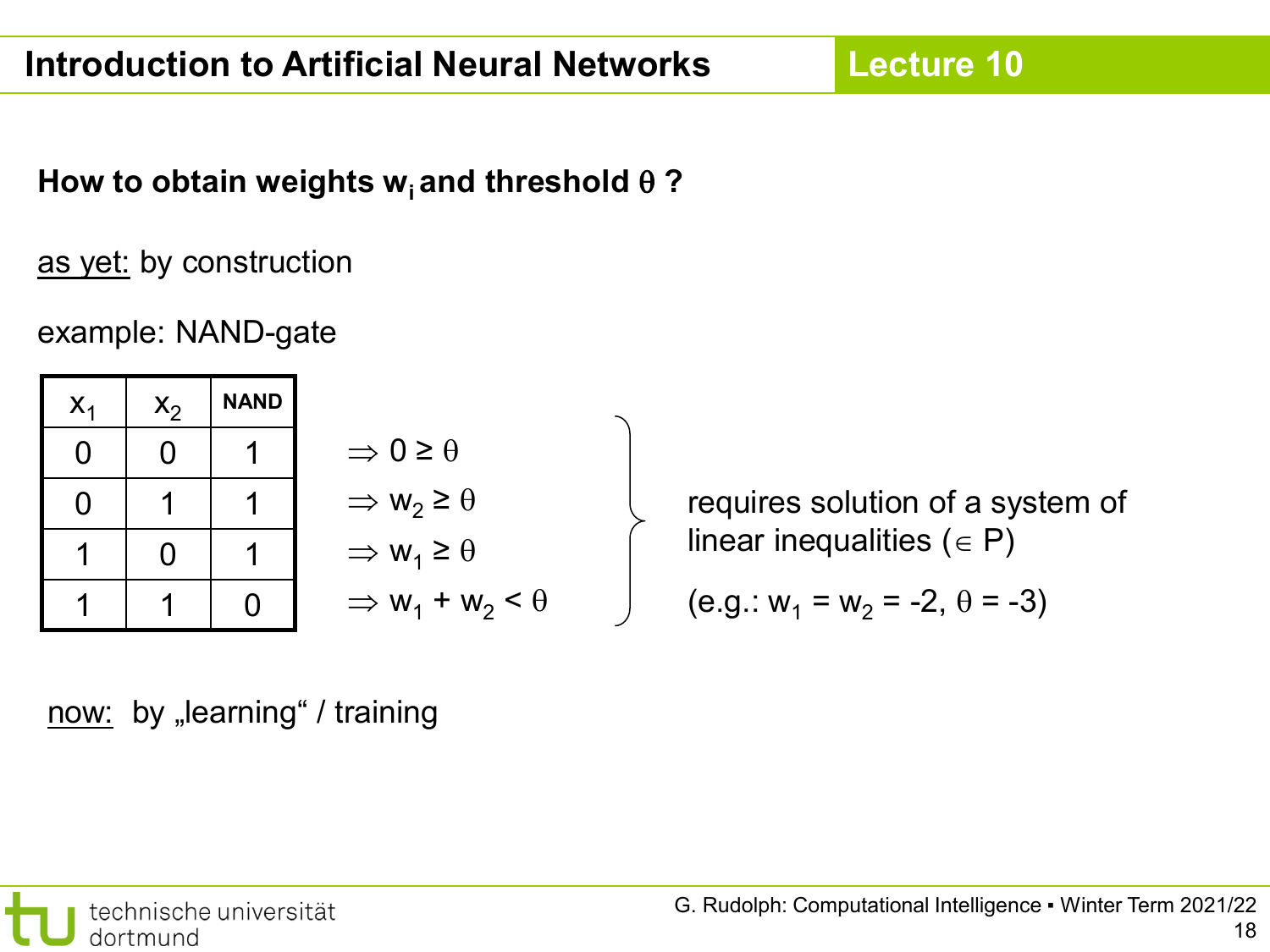**How to obtain weights $w_i$ and threshold $\theta$ ?**

as yet: by construction

example: NAND-gate

| $x_1$ | $x_2$ | NAND |
|---|---|---|
| 0 | 0 | 1 |
| 0 | 1 | 1 |
| 1 | 0 | 1 |
| 1 | 1 | 0 |

$\Rightarrow 0 \geq \theta$

$\Rightarrow w_2 \geq \theta$

$\Rightarrow w_1 \geq \theta$

$\Rightarrow w_1 + w_2 < \theta$

requires solution of a system of linear inequalities ($\in$ P)

(e.g.: $w_1 = w_2 = -2$, $\theta = -3$)

now: by „learning" / training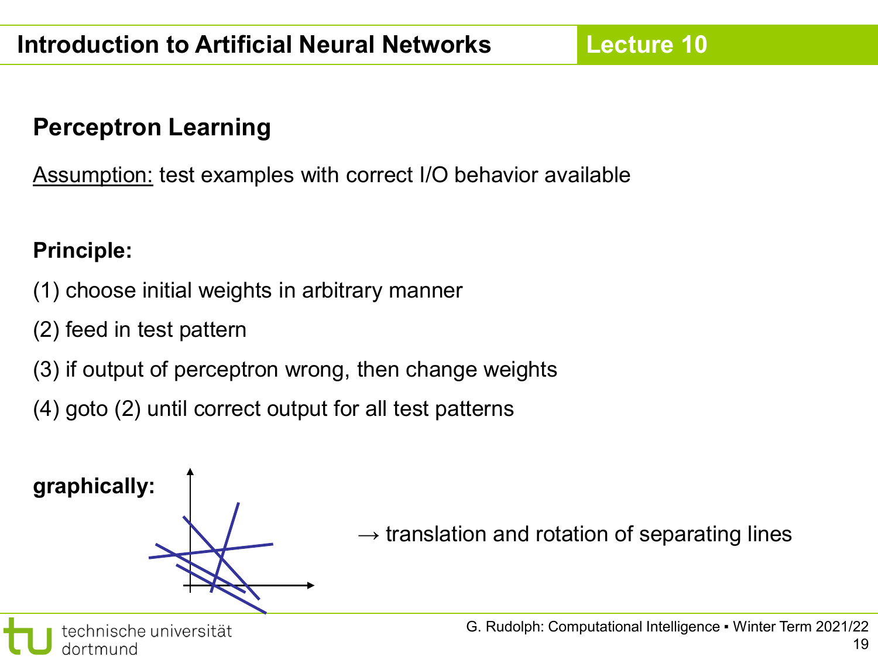## Perceptron Learning

<u>Assumption:</u> test examples with correct I/O behavior available

**Principle:**

(1) choose initial weights in arbitrary manner

(2) feed in test pattern

(3) if output of perceptron wrong, then change weights

(4) goto (2) until correct output for all test patterns

**graphically:**

→ translation and rotation of separating lines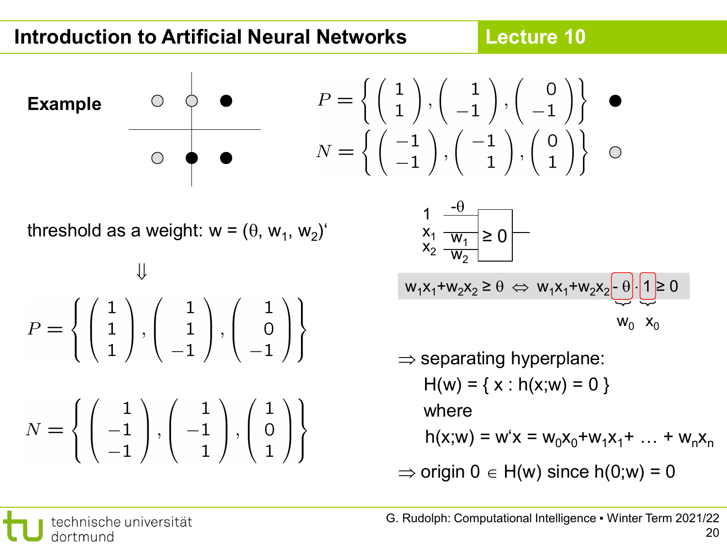## Example

$$P = \left\{ \begin{pmatrix} 1 \\ 1 \end{pmatrix}, \begin{pmatrix} 1 \\ -1 \end{pmatrix}, \begin{pmatrix} 0 \\ -1 \end{pmatrix} \right\} \quad \bullet$$

$$N = \left\{ \begin{pmatrix} -1 \\ -1 \end{pmatrix}, \begin{pmatrix} -1 \\ 1 \end{pmatrix}, \begin{pmatrix} 0 \\ 1 \end{pmatrix} \right\} \quad \circ$$

threshold as a weight: $w = (\theta, w_1, w_2)'$

$$\Downarrow$$

$$P = \left\{ \begin{pmatrix} 1 \\ 1 \\ 1 \end{pmatrix}, \begin{pmatrix} 1 \\ 1 \\ -1 \end{pmatrix}, \begin{pmatrix} 1 \\ 0 \\ -1 \end{pmatrix} \right\}$$

$$N = \left\{ \begin{pmatrix} 1 \\ -1 \\ -1 \end{pmatrix}, \begin{pmatrix} 1 \\ -1 \\ 1 \end{pmatrix}, \begin{pmatrix} 1 \\ 0 \\ 1 \end{pmatrix} \right\}$$

Inputs $1, x_1, x_2$ with weights $-\theta, w_1, w_2$ into unit $\geq 0$

$$w_1x_1 + w_2x_2 \geq \theta \Leftrightarrow w_1x_1 + w_2x_2 \underbrace{- \theta}_{w_0} \cdot \underbrace{1}_{x_0} \geq 0$$

$\Rightarrow$ separating hyperplane:

$H(w) = \{ x : h(x;w) = 0 \}$

where

$h(x;w) = w'x = w_0x_0 + w_1x_1 + \ldots + w_nx_n$

$\Rightarrow$ origin $0 \in H(w)$ since $h(0;w) = 0$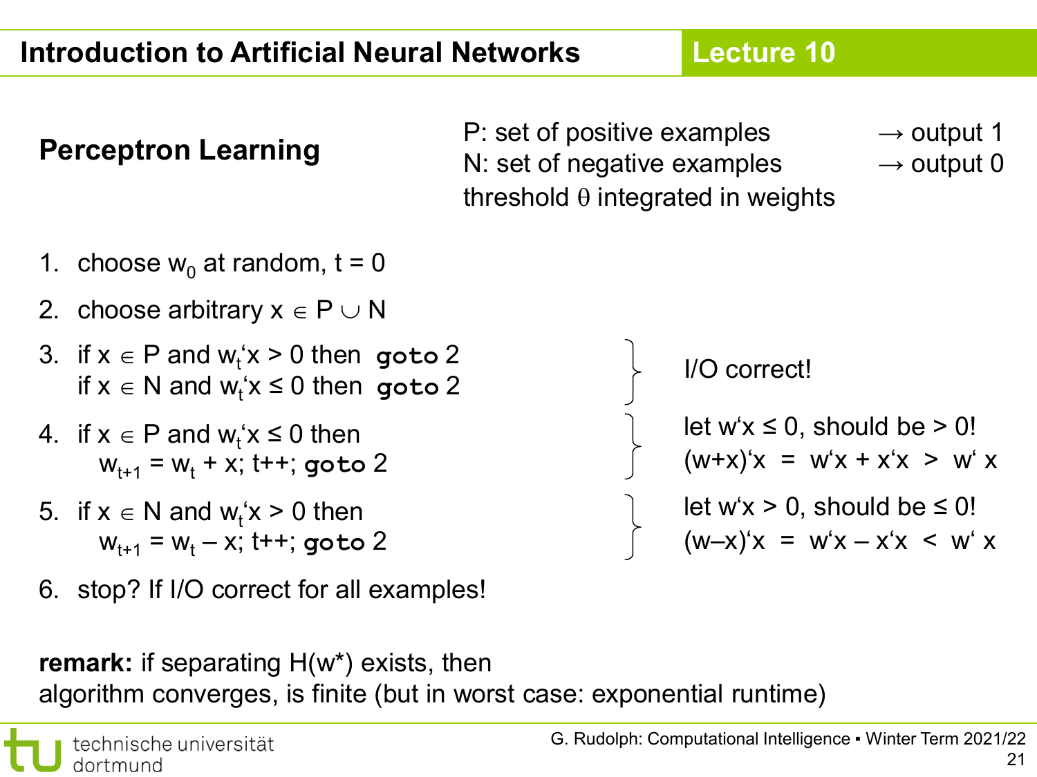## Perceptron Learning

P: set of positive examples → output 1
N: set of negative examples → output 0
threshold $\theta$ integrated in weights

1. choose $w_0$ at random, $t = 0$
2. choose arbitrary $x \in P \cup N$
3. if $x \in P$ and $w_t$'$x > 0$ then **goto** 2
   if $x \in N$ and $w_t$'$x \leq 0$ then **goto** 2
   } I/O correct!
4. if $x \in P$ and $w_t$'$x \leq 0$ then
   $w_{t+1} = w_t + x$; t++; **goto** 2
   } let $w'x \leq 0$, should be $> 0$!
   $(w+x)'x \;=\; w'x + x'x \;>\; w'\,x$
5. if $x \in N$ and $w_t$'$x > 0$ then
   $w_{t+1} = w_t - x$; t++; **goto** 2
   } let $w'x > 0$, should be $\leq 0$!
   $(w-x)'x \;=\; w'x - x'x \;<\; w'\,x$
6. stop? If I/O correct for all examples!

**remark:** if separating $H(w^*)$ exists, then
algorithm converges, is finite (but in worst case: exponential runtime)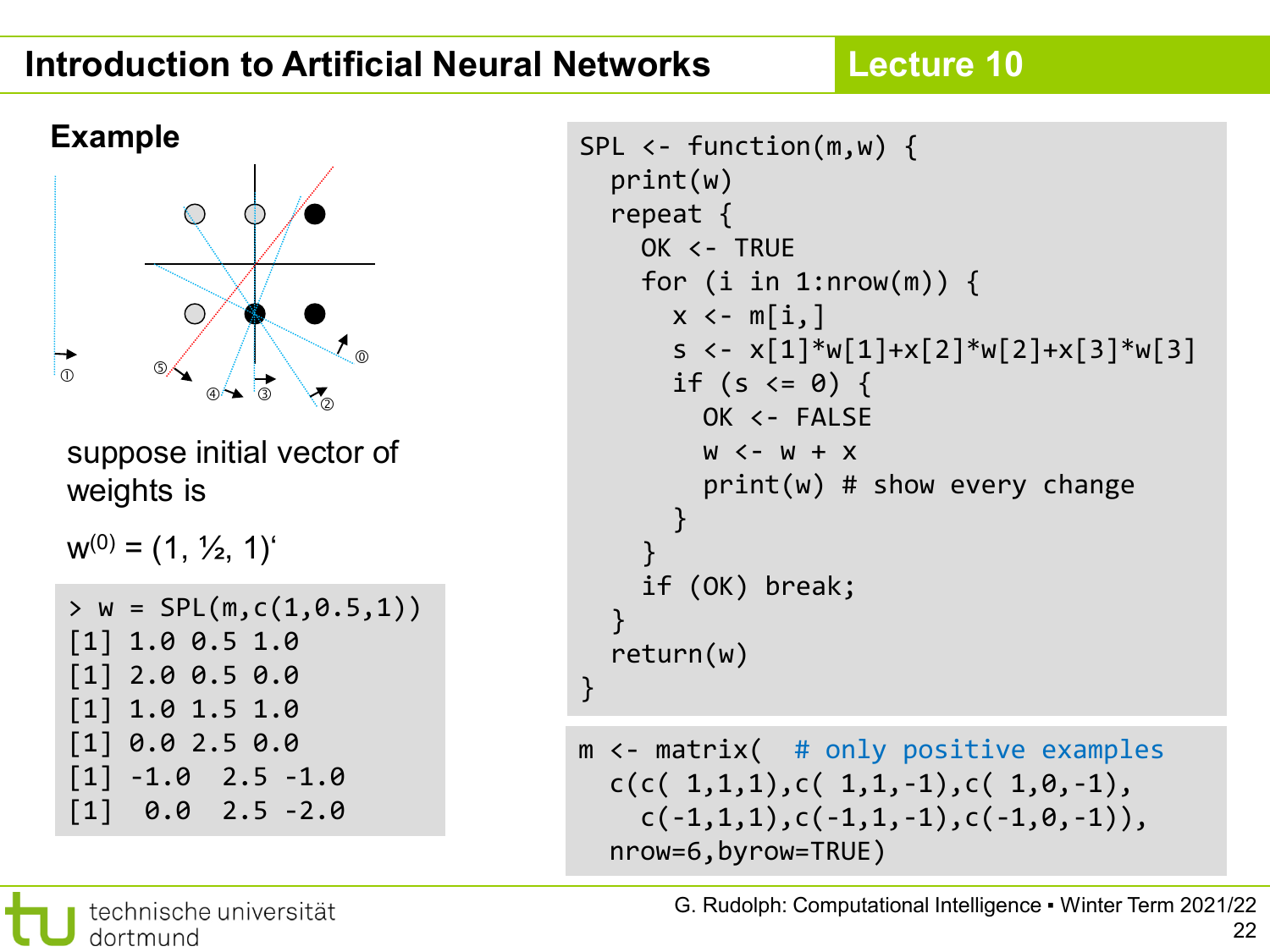## Example

suppose initial vector of weights is

$w^{(0)} = (1, ½, 1)'$

```
> w = SPL(m,c(1,0.5,1))
[1] 1.0 0.5 1.0
[1] 2.0 0.5 0.0
[1] 1.0 1.5 1.0
[1] 0.0 2.5 0.0
[1] -1.0  2.5 -1.0
[1]  0.0  2.5 -2.0
```

```
SPL <- function(m,w) {
  print(w)
  repeat {
    OK <- TRUE
    for (i in 1:nrow(m)) {
      x <- m[i,]
      s <- x[1]*w[1]+x[2]*w[2]+x[3]*w[3]
      if (s <= 0) {
        OK <- FALSE
        w <- w + x
        print(w) # show every change
      }
    }
    if (OK) break;
  }
  return(w)
}
```

```
m <- matrix(  # only positive examples
  c(c( 1,1,1),c( 1,1,-1),c( 1,0,-1),
    c(-1,1,1),c(-1,1,-1),c(-1,0,-1)),
  nrow=6,byrow=TRUE)
```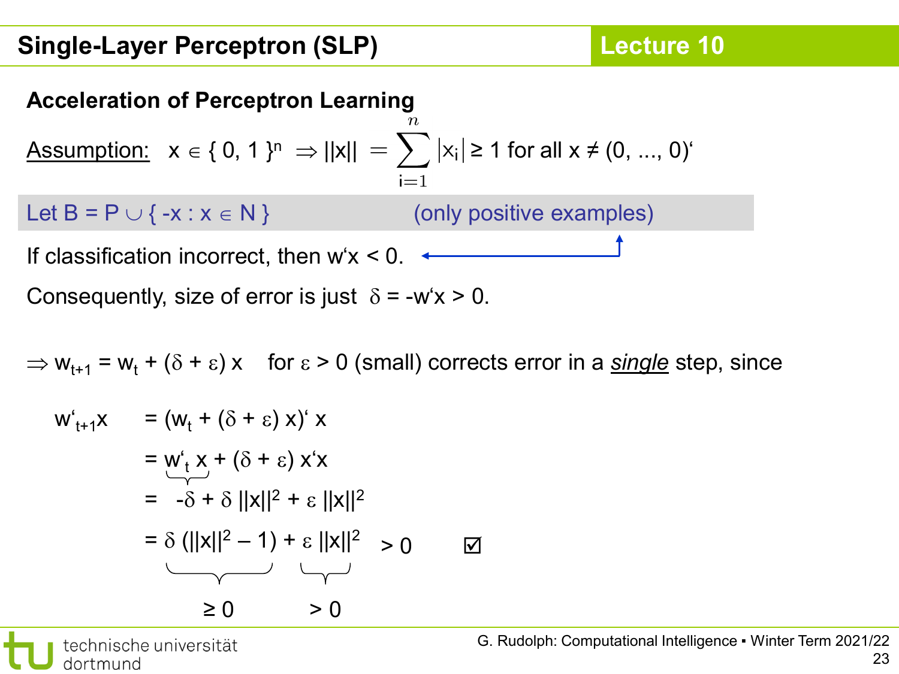## Single-Layer Perceptron (SLP)

### Acceleration of Perceptron Learning

Assumption: $x \in \{0, 1\}^n \Rightarrow ||x|| = \sum_{i=1}^{n} |x_i| \geq 1$ for all $x \neq (0, ..., 0)'$

Let $B = P \cup \{ -x : x \in N \}$ (only positive examples)

If classification incorrect, then $w'x < 0$.

Consequently, size of error is just $\delta = -w'x > 0$.

$\Rightarrow w_{t+1} = w_t + (\delta + \varepsilon)\, x$ for $\varepsilon > 0$ (small) corrects error in a *single* step, since

$$
\begin{aligned}
w'_{t+1}x &= (w_t + (\delta + \varepsilon)\, x)'\, x \\
&= \underbrace{w'_t\, x}_{} + (\delta + \varepsilon)\, x'x \\
&= -\delta + \delta\, ||x||^2 + \varepsilon\, ||x||^2 \\
&= \underbrace{\delta\, (||x||^2 - 1)}_{\geq 0} + \underbrace{\varepsilon\, ||x||^2}_{> 0} > 0 \quad ☑
\end{aligned}
$$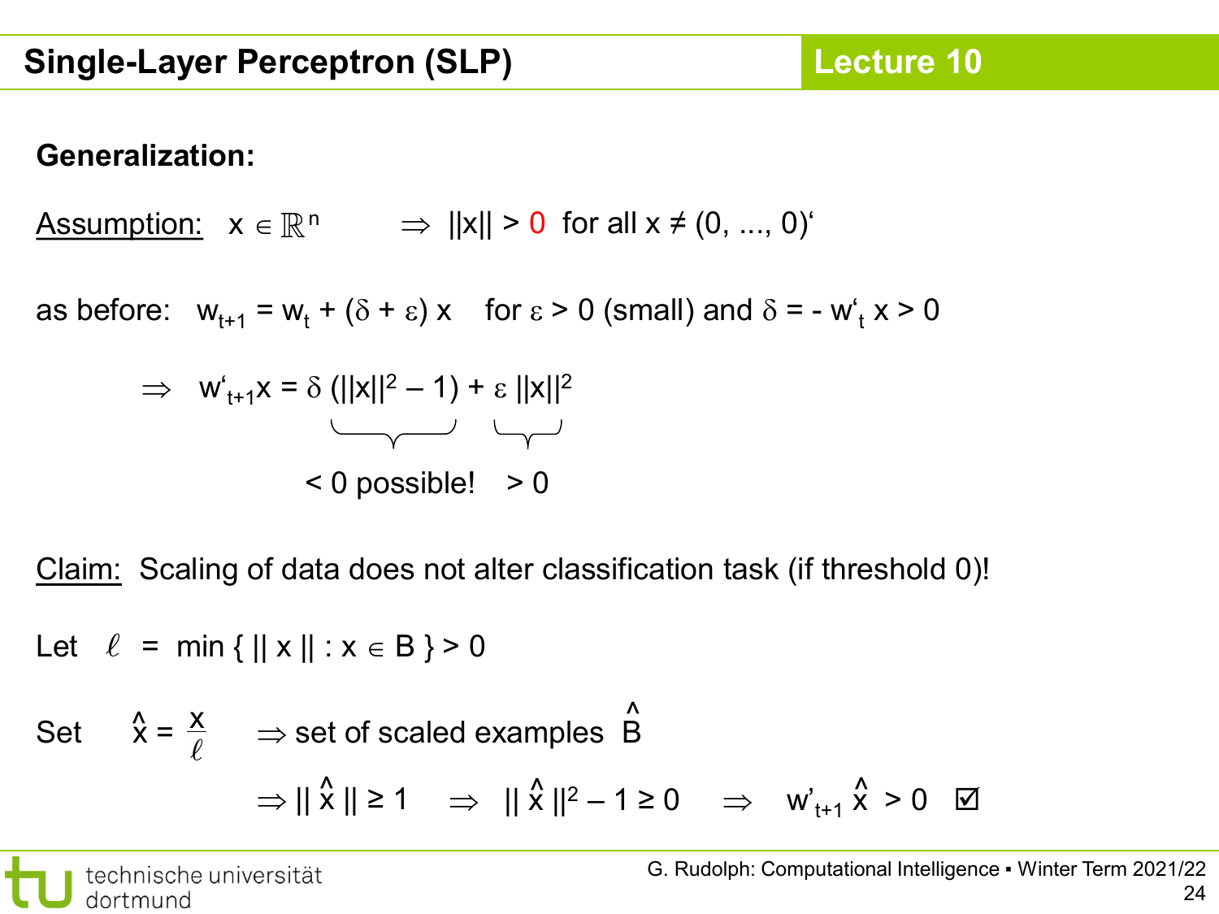## Single-Layer Perceptron (SLP)

**Generalization:**

Assumption: $x \in \mathbb{R}^n \quad \Rightarrow \; ||x|| > 0$ for all $x \neq (0, ..., 0)'$

as before: $w_{t+1} = w_t + (\delta + \varepsilon)\, x$ for $\varepsilon > 0$ (small) and $\delta = - w'_t\, x > 0$

$$\Rightarrow \quad w'_{t+1}x = \underbrace{\delta\,(||x||^2 - 1)}_{< 0 \text{ possible!}} + \underbrace{\varepsilon\, ||x||^2}_{> 0}$$

Claim: Scaling of data does not alter classification task (if threshold 0)!

Let $\ell = \min \{ ||x|| : x \in B \} > 0$

Set $\hat{x} = \frac{x}{\ell} \quad \Rightarrow$ set of scaled examples $\hat{B}$

$$\Rightarrow ||\hat{x}|| \geq 1 \quad \Rightarrow \quad ||\hat{x}||^2 - 1 \geq 0 \quad \Rightarrow \quad w'_{t+1}\,\hat{x} > 0 \quad ☑$$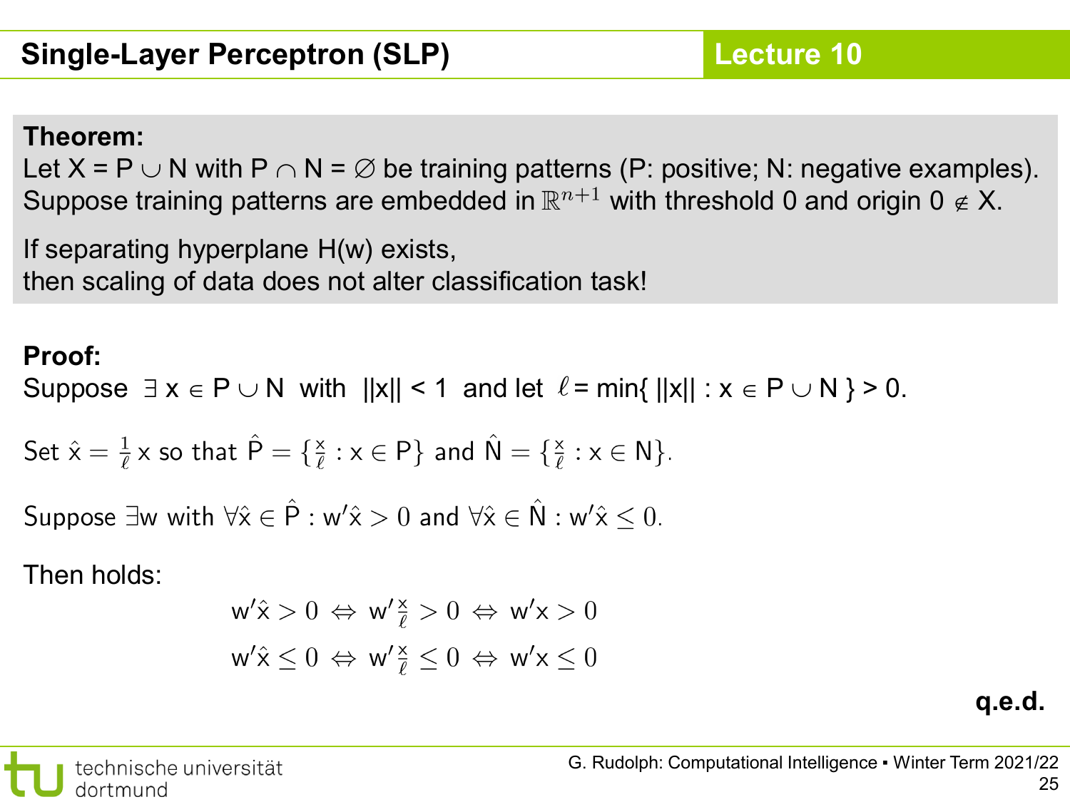## Single-Layer Perceptron (SLP)

**Theorem:**
Let $X = P \cup N$ with $P \cap N = \emptyset$ be training patterns (P: positive; N: negative examples).
Suppose training patterns are embedded in $\mathbb{R}^{n+1}$ with threshold 0 and origin $0 \notin X$.

If separating hyperplane H(w) exists,
then scaling of data does not alter classification task!

**Proof:**
Suppose $\exists\, x \in P \cup N$ with $\|x\| < 1$ and let $\ell = \min\{ \|x\| : x \in P \cup N \} > 0$.

Set $\hat{x} = \frac{1}{\ell} x$ so that $\hat{P} = \{\frac{x}{\ell} : x \in P\}$ and $\hat{N} = \{\frac{x}{\ell} : x \in N\}$.

Suppose $\exists w$ with $\forall \hat{x} \in \hat{P} : w'\hat{x} > 0$ and $\forall \hat{x} \in \hat{N} : w'\hat{x} \leq 0$.

Then holds:

$$w'\hat{x} > 0 \Leftrightarrow w'\frac{x}{\ell} > 0 \Leftrightarrow w'x > 0$$

$$w'\hat{x} \leq 0 \Leftrightarrow w'\frac{x}{\ell} \leq 0 \Leftrightarrow w'x \leq 0$$

**q.e.d.**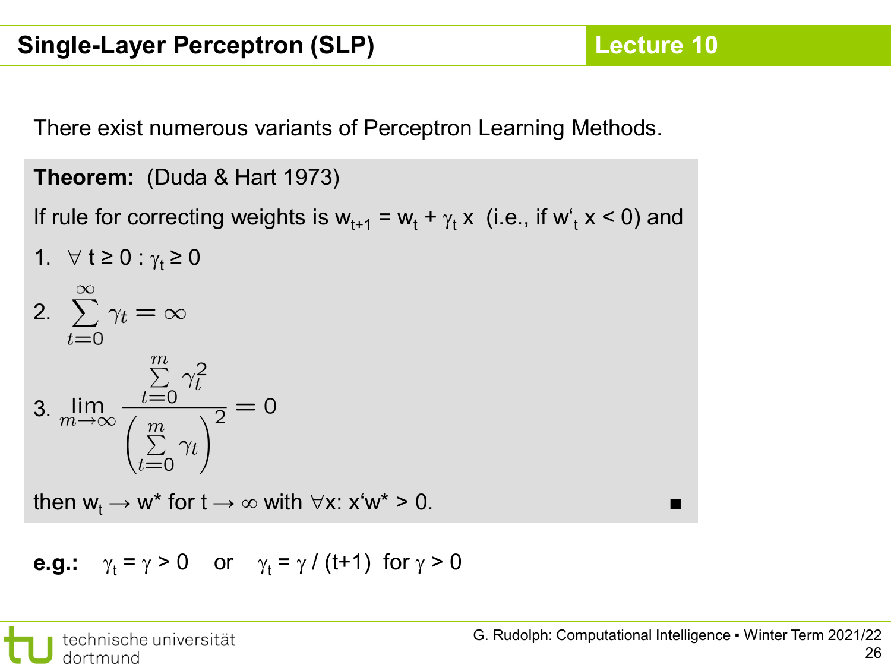## Single-Layer Perceptron (SLP)

There exist numerous variants of Perceptron Learning Methods.

**Theorem:** (Duda & Hart 1973)

If rule for correcting weights is $w_{t+1} = w_t + \gamma_t x$ (i.e., if $w'_t x < 0$) and

1. $\forall t \geq 0 : \gamma_t \geq 0$
2. $$\sum_{t=0}^{\infty} \gamma_t = \infty$$
3. $$\lim_{m \to \infty} \frac{\sum_{t=0}^{m} \gamma_t^2}{\left( \sum_{t=0}^{m} \gamma_t \right)^2} = 0$$

then $w_t \to w^*$ for $t \to \infty$ with $\forall x: x'w^* > 0$. ■

**e.g.:** $\gamma_t = \gamma > 0$ or $\gamma_t = \gamma / (t+1)$ for $\gamma > 0$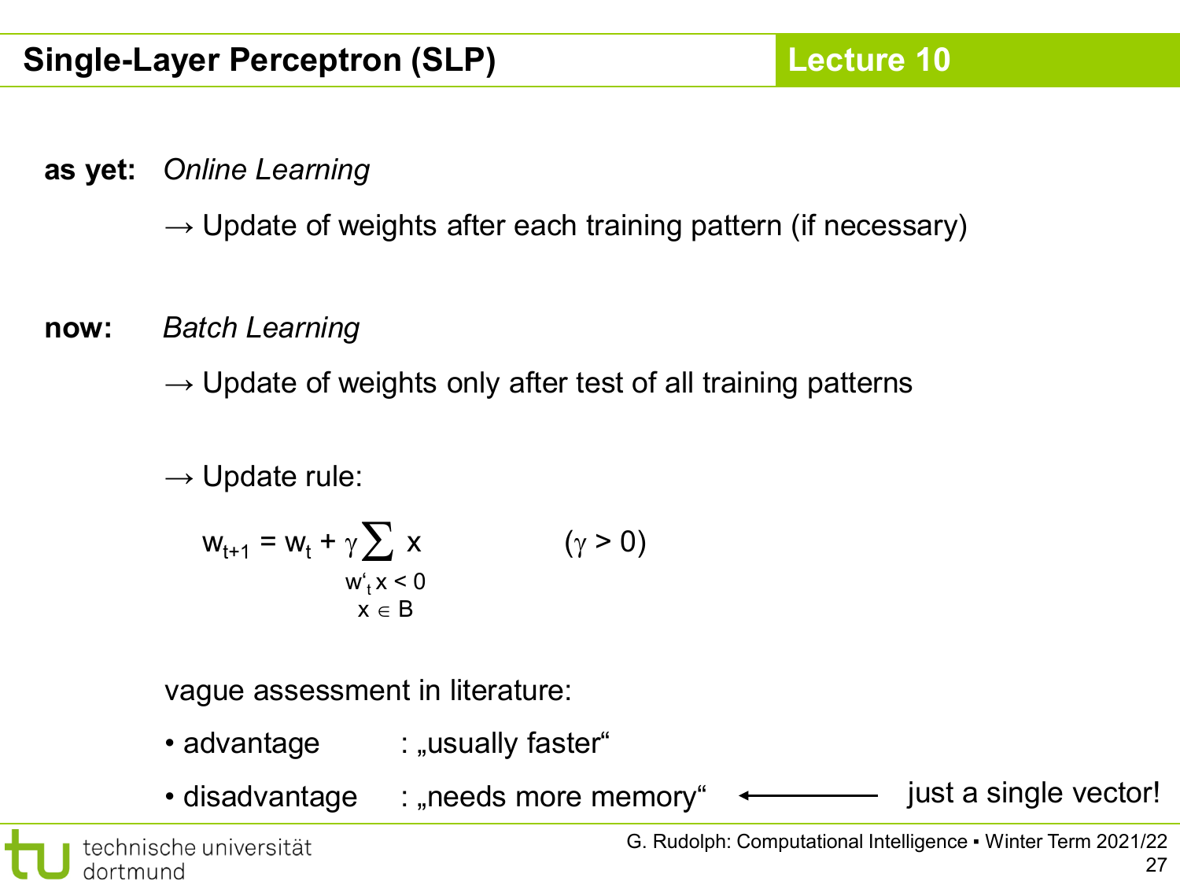## Single-Layer Perceptron (SLP)

**as yet:** *Online Learning*

→ Update of weights after each training pattern (if necessary)

**now:** *Batch Learning*

→ Update of weights only after test of all training patterns

→ Update rule:

$$w_{t+1} = w_t + \gamma \sum_{\substack{w'_t x < 0 \\ x \in B}} x \qquad (\gamma > 0)$$

vague assessment in literature:

- advantage : „usually faster“
- disadvantage : „needs more memory“ ⟵ just a single vector!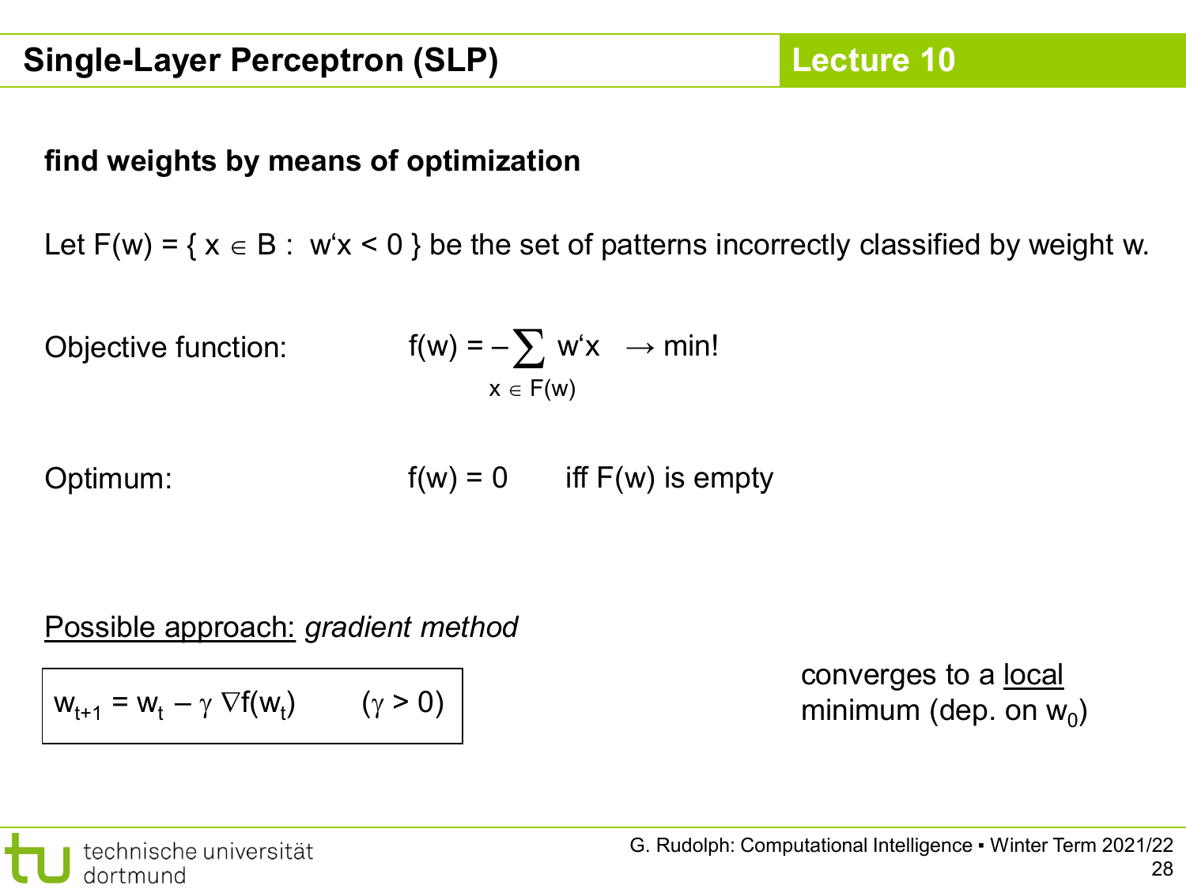## Single-Layer Perceptron (SLP)

**find weights by means of optimization**

Let $F(w) = \{ x \in B : w'x < 0 \}$ be the set of patterns incorrectly classified by weight w.

Objective function: $f(w) = -\sum_{x \in F(w)} w'x \rightarrow \min!$

Optimum: $f(w) = 0$ iff $F(w)$ is empty

Possible approach: *gradient method*

$$w_{t+1} = w_t - \gamma \, \nabla f(w_t) \qquad (\gamma > 0)$$

converges to a local minimum (dep. on $w_0$)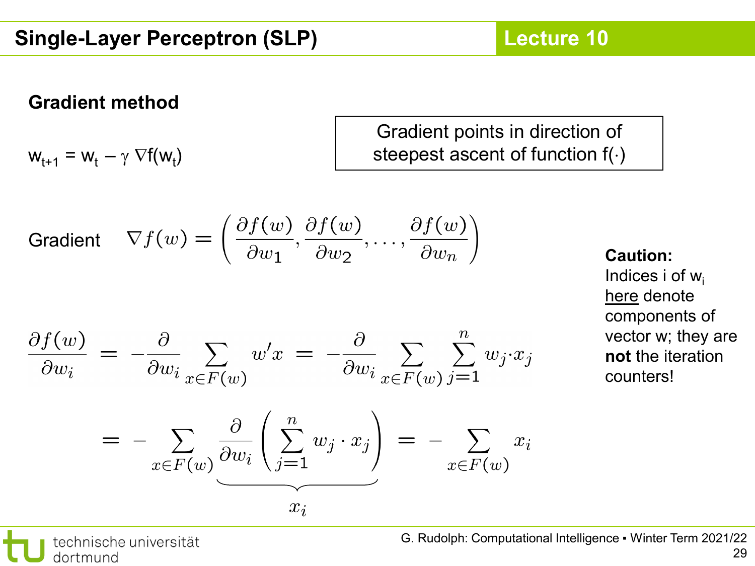## Single-Layer Perceptron (SLP)

### Gradient method

$w_{t+1} = w_t - \gamma \nabla f(w_t)$

Gradient points in direction of steepest ascent of function $f(\cdot)$

Gradient $\nabla f(w) = \left( \frac{\partial f(w)}{\partial w_1}, \frac{\partial f(w)}{\partial w_2}, \ldots, \frac{\partial f(w)}{\partial w_n} \right)$

$$\frac{\partial f(w)}{\partial w_i} = -\frac{\partial}{\partial w_i} \sum_{x \in F(w)} w'x = -\frac{\partial}{\partial w_i} \sum_{x \in F(w)} \sum_{j=1}^{n} w_j \cdot x_j$$

$$= - \sum_{x \in F(w)} \underbrace{\frac{\partial}{\partial w_i} \left( \sum_{j=1}^{n} w_j \cdot x_j \right)}_{x_i} = - \sum_{x \in F(w)} x_i$$

**Caution:**
Indices i of $w_i$ <u>here</u> denote components of vector w; they are **not** the iteration counters!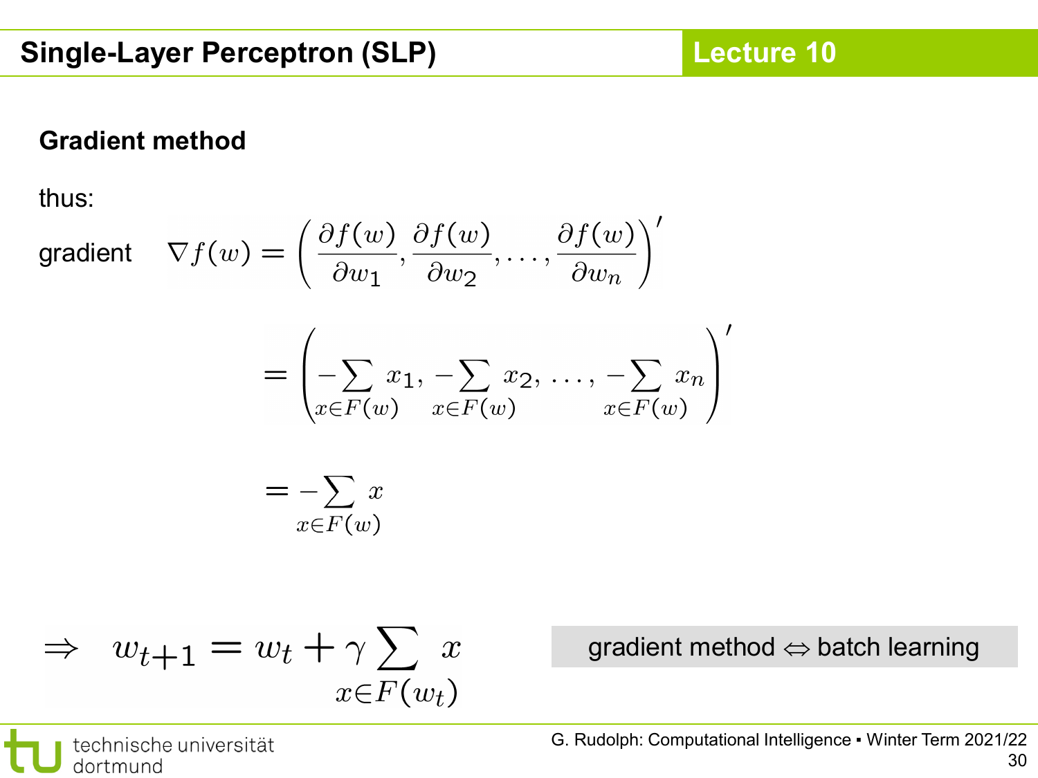# Single-Layer Perceptron (SLP)

## Gradient method

thus:

gradient
$$\nabla f(w) = \left( \frac{\partial f(w)}{\partial w_1}, \frac{\partial f(w)}{\partial w_2}, \ldots, \frac{\partial f(w)}{\partial w_n} \right)'$$

$$= \left( -\sum_{x \in F(w)} x_1, -\sum_{x \in F(w)} x_2, \ldots, -\sum_{x \in F(w)} x_n \right)'$$

$$= -\sum_{x \in F(w)} x$$

$$\Rightarrow \quad w_{t+1} = w_t + \gamma \sum_{x \in F(w_t)} x$$

gradient method ⇔ batch learning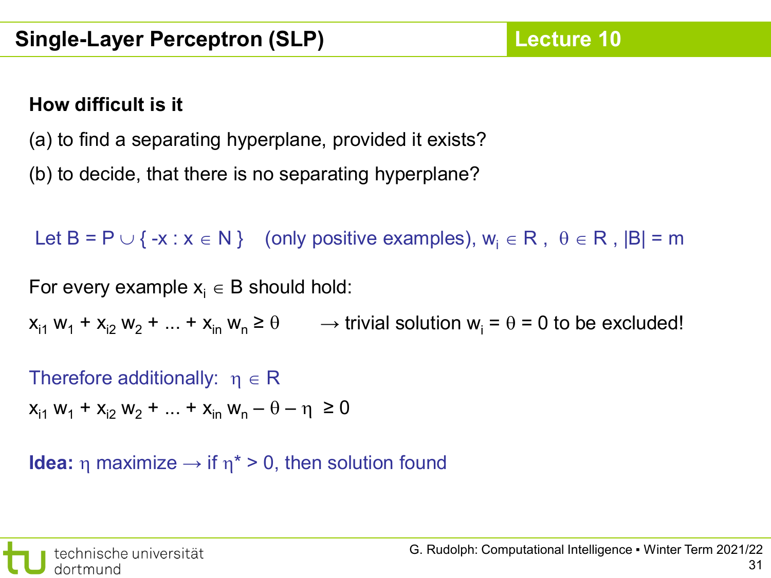## Single-Layer Perceptron (SLP)

**How difficult is it**

(a) to find a separating hyperplane, provided it exists?

(b) to decide, that there is no separating hyperplane?

Let $B = P \cup \{ -x : x \in N \}$ (only positive examples), $w_i \in R$, $\theta \in R$, $|B| = m$

For every example $x_i \in B$ should hold:

$x_{i1} w_1 + x_{i2} w_2 + ... + x_{in} w_n \geq \theta$ → trivial solution $w_i = \theta = 0$ to be excluded!

Therefore additionally: $\eta \in R$

$x_{i1} w_1 + x_{i2} w_2 + ... + x_{in} w_n - \theta - \eta \geq 0$

**Idea:** $\eta$ maximize → if $\eta^* > 0$, then solution found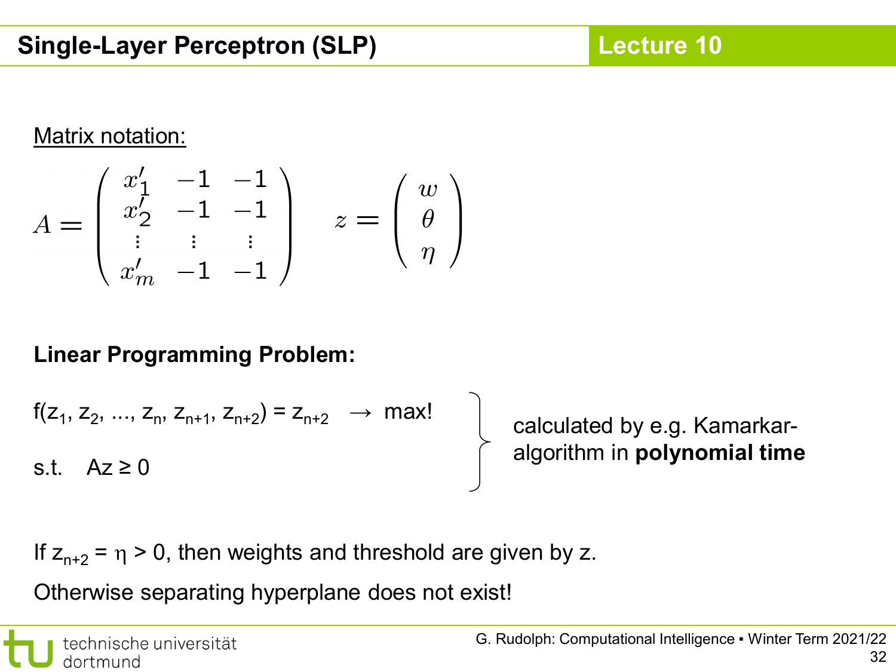## Single-Layer Perceptron (SLP)

Matrix notation:

$$A = \begin{pmatrix} x_1' & -1 & -1 \\ x_2' & -1 & -1 \\ \vdots & \vdots & \vdots \\ x_m' & -1 & -1 \end{pmatrix} \qquad z = \begin{pmatrix} w \\ \theta \\ \eta \end{pmatrix}$$

**Linear Programming Problem:**

$f(z_1, z_2, \ldots, z_n, z_{n+1}, z_{n+2}) = z_{n+2} \quad \rightarrow \text{ max!}$

s.t. $Az \geq 0$

calculated by e.g. Kamarkar-algorithm in **polynomial time**

If $z_{n+2} = \eta > 0$, then weights and threshold are given by z.

Otherwise separating hyperplane does not exist!